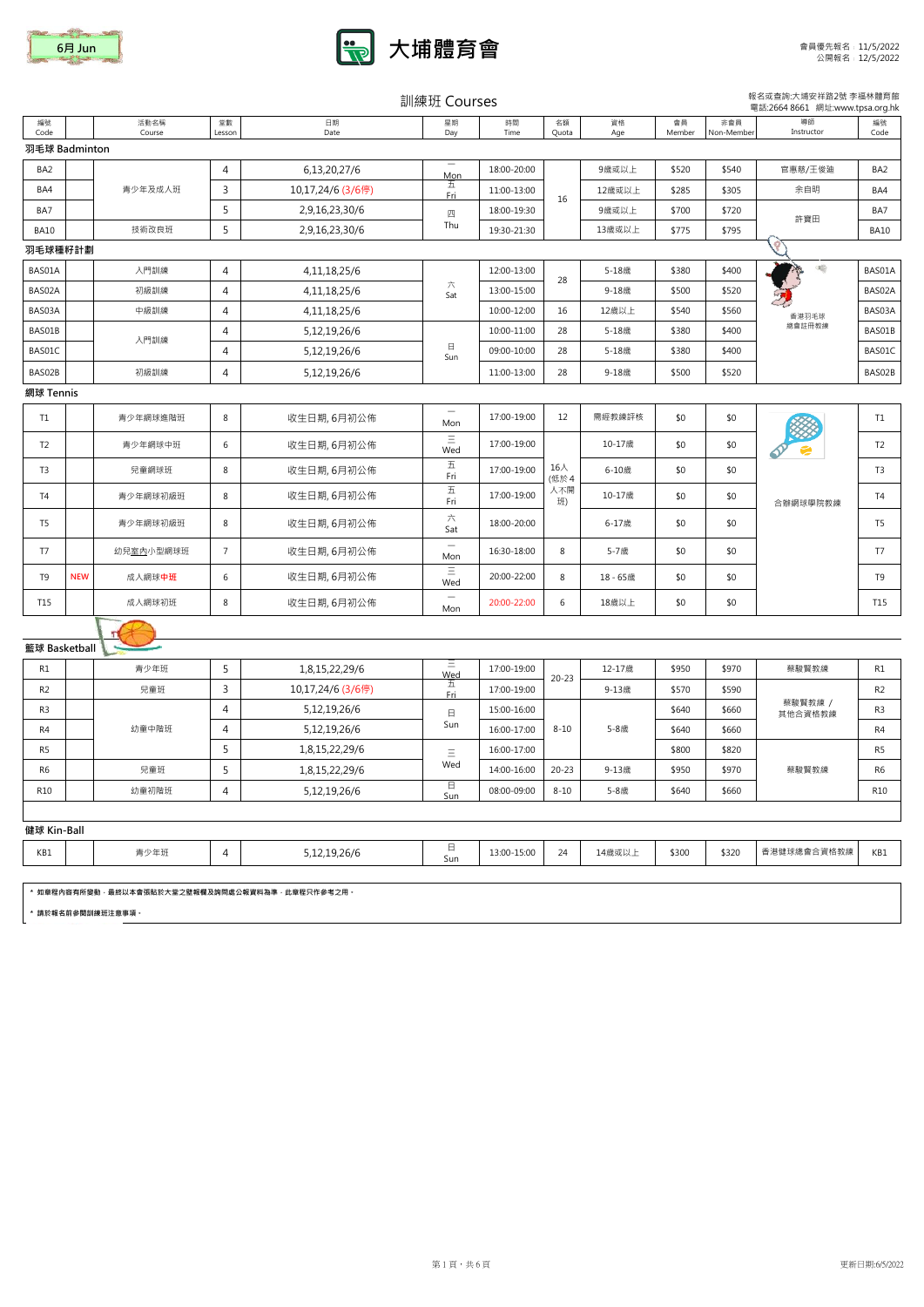6月 Jun

# 大埔體育會

會員優先報名：11/5/2022
公開報名：12/5/2022

報名或查詢:大埔安祥路2號 李福林體育館
電話:2664 8661 網址:www.tpsa.org.hk

## 訓練班 Courses

| 編號 Code | | 活動名稱 Course | 堂數 Lesson | 日期 Date | 星期 Day | 時間 Time | 名額 Quota | 資格 Age | 會員 Member | 非會員 Non-Member | 導師 Instructor | 編號 Code |
|---|---|---|---|---|---|---|---|---|---|---|---|---|
| **羽毛球 Badminton** | | | | | | | | | | | | |
| BA2 | | 青少年及成人班 | 4 | 6,13,20,27/6 | 一 Mon | 18:00-20:00 | 16 | 9歲或以上 | $520 | $540 | 官惠慈/王俊廸 | BA2 |
| BA4 | | 青少年及成人班 | 3 | 10,17,24/6 (3/6停) | 五 Fri | 11:00-13:00 | 16 | 12歲或以上 | $285 | $305 | 余自明 | BA4 |
| BA7 | | 青少年及成人班 | 5 | 2,9,16,23,30/6 | 四 Thu | 18:00-19:30 | 16 | 9歲或以上 | $700 | $720 | 許寶田 | BA7 |
| BA10 | | 技術改良班 | 5 | 2,9,16,23,30/6 | 四 Thu | 19:30-21:30 | 16 | 13歲或以上 | $775 | $795 | 許寶田 | BA10 |
| **羽毛球種籽計劃** | | | | | | | | | | | | |
| BAS01A | | 入門訓練 | 4 | 4,11,18,25/6 | 六 Sat | 12:00-13:00 | 28 | 5-18歲 | $380 | $400 | 香港羽毛球總會註冊教練 | BAS01A |
| BAS02A | | 初級訓練 | 4 | 4,11,18,25/6 | 六 Sat | 13:00-15:00 | 28 | 9-18歲 | $500 | $520 | 香港羽毛球總會註冊教練 | BAS02A |
| BAS03A | | 中級訓練 | 4 | 4,11,18,25/6 | 六 Sat | 10:00-12:00 | 16 | 12歲以上 | $540 | $560 | 香港羽毛球總會註冊教練 | BAS03A |
| BAS01B | | 入門訓練 | 4 | 5,12,19,26/6 | 日 Sun | 10:00-11:00 | 28 | 5-18歲 | $380 | $400 | 香港羽毛球總會註冊教練 | BAS01B |
| BAS01C | | 入門訓練 | 4 | 5,12,19,26/6 | 日 Sun | 09:00-10:00 | 28 | 5-18歲 | $380 | $400 | 香港羽毛球總會註冊教練 | BAS01C |
| BAS02B | | 初級訓練 | 4 | 5,12,19,26/6 | 日 Sun | 11:00-13:00 | 28 | 9-18歲 | $500 | $520 | 香港羽毛球總會註冊教練 | BAS02B |
| **網球 Tennis** | | | | | | | | | | | | |
| T1 | | 青少年網球進階班 | 8 | 收生日期, 6月初公佈 | 一 Mon | 17:00-19:00 | 12 | 需經教練評核 | $0 | $0 | 合辦網球學院教練 | T1 |
| T2 | | 青少年網球中班 | 6 | 收生日期, 6月初公佈 | 三 Wed | 17:00-19:00 | 16人 (低於4人不開班) | 10-17歲 | $0 | $0 | 合辦網球學院教練 | T2 |
| T3 | | 兒童網球班 | 8 | 收生日期, 6月初公佈 | 五 Fri | 17:00-19:00 | 16人 (低於4人不開班) | 6-10歲 | $0 | $0 | 合辦網球學院教練 | T3 |
| T4 | | 青少年網球初級班 | 8 | 收生日期, 6月初公佈 | 五 Fri | 17:00-19:00 | 16人 (低於4人不開班) | 10-17歲 | $0 | $0 | 合辦網球學院教練 | T4 |
| T5 | | 青少年網球初級班 | 8 | 收生日期, 6月初公佈 | 六 Sat | 18:00-20:00 | 16人 (低於4人不開班) | 6-17歲 | $0 | $0 | 合辦網球學院教練 | T5 |
| T7 | | 幼兒室內小型網球班 | 7 | 收生日期, 6月初公佈 | 一 Mon | 16:30-18:00 | 8 | 5-7歲 | $0 | $0 | 合辦網球學院教練 | T7 |
| T9 | NEW | 成人網球中班 | 6 | 收生日期, 6月初公佈 | 三 Wed | 20:00-22:00 | 8 | 18 - 65歲 | $0 | $0 | 合辦網球學院教練 | T9 |
| T15 | | 成人網球初班 | 8 | 收生日期, 6月初公佈 | 一 Mon | 20:00-22:00 | 6 | 18歲以上 | $0 | $0 | 合辦網球學院教練 | T15 |
| **籃球 Basketball** | | | | | | | | | | | | |
| R1 | | 青少年班 | 5 | 1,8,15,22,29/6 | 三 Wed | 17:00-19:00 | 20-23 | 12-17歲 | $950 | $970 | 蔡駿賢教練 | R1 |
| R2 | | 兒童班 | 3 | 10,17,24/6 (3/6停) | 五 Fri | 17:00-19:00 | 20-23 | 9-13歲 | $570 | $590 | 蔡駿賢教練 / 其他合資格教練 | R2 |
| R3 | | 幼童中階班 | 4 | 5,12,19,26/6 | 日 Sun | 15:00-16:00 | 8-10 | 5-8歲 | $640 | $660 | 蔡駿賢教練 / 其他合資格教練 | R3 |
| R4 | | 幼童中階班 | 4 | 5,12,19,26/6 | 日 Sun | 16:00-17:00 | 8-10 | 5-8歲 | $640 | $660 | 蔡駿賢教練 / 其他合資格教練 | R4 |
| R5 | | 幼童中階班 | 5 | 1,8,15,22,29/6 | 三 Wed | 16:00-17:00 | 8-10 | 5-8歲 | $800 | $820 | 蔡駿賢教練 | R5 |
| R6 | | 兒童班 | 5 | 1,8,15,22,29/6 | 三 Wed | 14:00-16:00 | 20-23 | 9-13歲 | $950 | $970 | 蔡駿賢教練 | R6 |
| R10 | | 幼童初階班 | 4 | 5,12,19,26/6 | 日 Sun | 08:00-09:00 | 8-10 | 5-8歲 | $640 | $660 | 蔡駿賢教練 | R10 |
| **健球 Kin-Ball** | | | | | | | | | | | | |
| KB1 | | 青少年班 | 4 | 5,12,19,26/6 | 日 Sun | 13:00-15:00 | 24 | 14歲或以上 | $300 | $320 | 香港健球總會合資格教練 | KB1 |

* 如章程內容有所變動，最終以本會張貼於大堂之壁報欄及詢問處公報資料為準，此章程只作參考之用。
* 請於報名前參閱訓練班注意事項。

更新日期:6/5/2022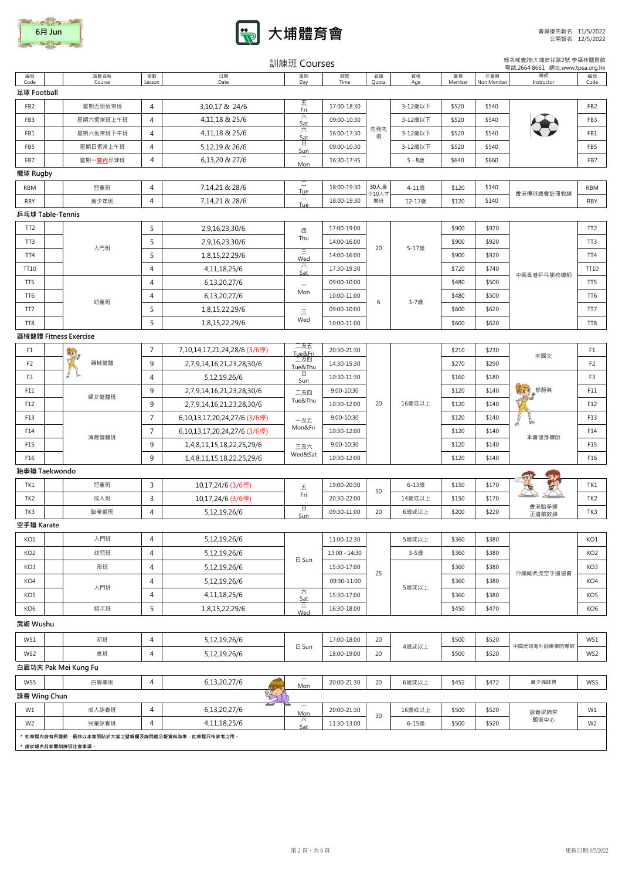6月 Jun

# 大埔體育會

會員優先報名：11/5/2022
公開報名：12/5/2022

## 訓練班 Courses

報名或查詢:大埔安祥路2號 李福林體育館
電話:2664 8661 網址:www.tpsa.org.hk

| 編號 Code | | 活動名稱 Course | 堂數 Lesson | 日期 Date | 星期 Day | 時間 Time | 名額 Quota | 資格 Age | 會員 Member | 非會員 Non Member | 導師 Instructor | 編號 Code |
|---|---|---|---|---|---|---|---|---|---|---|---|---|
| **足球 Football** | | | | | | | | | | | | |
| FB2 | | 星期五班恆常班 | 4 | 3,10,17 & 24/6 | 五 Fri | 17:00-18:30 | 先到先得 | 3-12歲以下 | $520 | $540 | | FB2 |
| FB3 | | 星期六恆常班上午班 | 4 | 4,11,18 & 25/6 | 六 Sat | 09:00-10:30 | | 3-12歲以下 | $520 | $540 | | FB3 |
| FB1 | | 星期六恆常班下午班 | 4 | 4,11,18 & 25/6 | 六 Sat | 16:00-17:30 | | 3-12歲以下 | $520 | $540 | | FB1 |
| FB5 | | 星期日恆常上午班 | 4 | 5,12,19 & 26/6 | 日 Sun | 09:00-10:30 | | 3-12歲以下 | $520 | $540 | | FB5 |
| FB7 | | 星期一室內足球班 | 4 | 6,13,20 & 27/6 | 一 Mon | 16:30-17:45 | | 5 - 8歲 | $640 | $660 | | FB7 |
| **欖球 Rugby** | | | | | | | | | | | | |
| RBM | | 兒童班 | 4 | 7,14,21 & 28/6 | 二 Tue | 18:00-19:30 | 30人最少10人才開班 | 4-11歲 | $120 | $140 | 香港欖球總會註冊教練 | RBM |
| RBY | | 青少年班 | 4 | 7,14,21 & 28/6 | 二 Tue | 18:00-19:30 | | 12-17歲 | $120 | $140 | | RBY |
| **乒乓球 Table-Tennis** | | | | | | | | | | | | |
| TT2 | | 入門班 | 5 | 2,9,16,23,30/6 | 四 Thu | 17:00-19:00 | 20 | 5-17歲 | $900 | $920 | 中國香港乒乓學校導師 | TT2 |
| TT3 | | | 5 | 2,9,16,23,30/6 | | 14:00-16:00 | | | $900 | $920 | | TT3 |
| TT4 | | | 5 | 1,8,15,22,29/6 | 三 Wed | 14:00-16:00 | | | $900 | $920 | | TT4 |
| TT10 | | | 4 | 4,11,18,25/6 | 六 Sat | 17:30-19:30 | | | $720 | $740 | | TT10 |
| TT5 | | 幼童班 | 4 | 6,13,20,27/6 | 一 Mon | 09:00-10:00 | 6 | 3-7歲 | $480 | $500 | | TT5 |
| TT6 | | | 4 | 6,13,20,27/6 | | 10:00-11:00 | | | $480 | $500 | | TT6 |
| TT7 | | | 5 | 1,8,15,22,29/6 | 三 Wed | 09:00-10:00 | | | $600 | $620 | | TT7 |
| TT8 | | | 5 | 1,8,15,22,29/6 | | 10:00-11:00 | | | $600 | $620 | | TT8 |
| **器械健體 Fitness Exercise** | | | | | | | | | | | | |
| F1 | | 器械健體 | 7 | 7,10,14,17,21,24,28/6 (3/6停) | 二及五 Tue&Fri | 20:30-21:30 | 20 | 16歲或以上 | $210 | $230 | 宋國文 | F1 |
| F2 | | | 9 | 2,7,9,14,16,21,23,28,30/6 | 二及四 Tue&Thu | 14:30-15:30 | | | $270 | $290 | | F2 |
| F3 | | | 4 | 5,12,19,26/6 | 日 Sun | 10:30-11:30 | | | $160 | $180 | 郁靜英 | F3 |
| F11 | | 婦女健體班 | 9 | 2,7,9,14,16,21,23,28,30/6 | 二及四 Tue&Thu | 9:00-10:30 | | | $120 | $140 | | F11 |
| F12 | | | 9 | 2,7,9,14,16,21,23,28,30/6 | | 10:30-12:00 | | | $120 | $140 | | F12 |
| F13 | | 清晨健體班 | 7 | 6,10,13,17,20,24,27/6 (3/6停) | 一及五 Mon&Fri | 9:00-10:30 | | | $120 | $140 | 本會健身導師 | F13 |
| F14 | | | 7 | 6,10,13,17,20,24,27/6 (3/6停) | | 10:30-12:00 | | | $120 | $140 | | F14 |
| F15 | | | 9 | 1,4,8,11,15,18,22,25,29/6 | 三及六 Wed&Sat | 9:00-10:30 | | | $120 | $140 | | F15 |
| F16 | | | 9 | 1,4,8,11,15,18,22,25,29/6 | | 10:30-12:00 | | | $120 | $140 | | F16 |
| **跆拳道 Taekwondo** | | | | | | | | | | | | |
| TK1 | | 兒童班 | 3 | 10,17,24/6 (3/6停) | 五 Fri | 19:00-20:30 | 50 | 6-13歲 | $150 | $170 | 香港跆拳道正道館教練 | TK1 |
| TK2 | | 成人班 | 3 | 10,17,24/6 (3/6停) | | 20:30-22:00 | | 14歲或以上 | $150 | $170 | | TK2 |
| TK3 | | 跆拳道班 | 4 | 5,12,19,26/6 | 日 Sun | 09:30-11:00 | 20 | 6歲或以上 | $200 | $220 | | TK3 |
| **空手道 Karate** | | | | | | | | | | | | |
| KO1 | | 入門班 | 4 | 5,12,19,26/6 | 日 Sun | 11:00-12:30 | 25 | 5歲或以上 | $360 | $380 | 沖繩剛柔流空手道協會 | KO1 |
| KO2 | | 幼兒班 | 4 | 5,12,19,26/6 | | 13:00 - 14:30 | | 3-5歲 | $360 | $380 | | KO2 |
| KO3 | | 形班 | 4 | 5,12,19,26/6 | | 15:30-17:00 | | 5歲或以上 | $360 | $380 | | KO3 |
| KO4 | | 入門班 | 4 | 5,12,19,26/6 | | 09:30-11:00 | | | $360 | $380 | | KO4 |
| KO5 | | | 4 | 4,11,18,25/6 | 六 Sat | 15:30-17:00 | | | $360 | $380 | | KO5 |
| KO6 | | 組手班 | 5 | 1,8,15,22,29/6 | 三 Wed | 16:30-18:00 | | | $450 | $470 | | KO6 |
| **武術 Wushu** | | | | | | | | | | | | |
| WS1 | | 初班 | 4 | 5,12,19,26/6 | 日 Sun | 17:00-18:00 | 20 | 4歲或以上 | $500 | $520 | 中國武術海外訓練學院導師 | WS1 |
| WS2 | | 高班 | 4 | 5,12,19,26/6 | | 18:00-19:00 | 20 | | $500 | $520 | | WS2 |
| **白眉功夫 Pak Mei Kung Fu** | | | | | | | | | | | | |
| WS5 | | 白眉拳班 | 4 | 6,13,20,27/6 | 一 Mon | 20:00-21:30 | 20 | 6歲或以上 | $452 | $472 | 嚴少強師傅 | WS5 |
| **詠春 Wing Chun** | | | | | | | | | | | | |
| W1 | | 成人詠春班 | 4 | 6,13,20,27/6 | 一 Mon | 20:00-21:30 | 30 | 16歲或以上 | $500 | $520 | 詠春梁錦棠國術中心 | W1 |
| W2 | | 兒童詠春班 | 4 | 4,11,18,25/6 | 六 Sat | 11:30-13:00 | | 6-15歲 | $500 | $520 | | W2 |

* 如章程內容有所變動，最終以本會張貼於大堂之壁報欄及詢問處公報資料為準，此章程只作參考之用。
* 請於報名前參閱訓練班注意事項。

更新日期:6/5/2022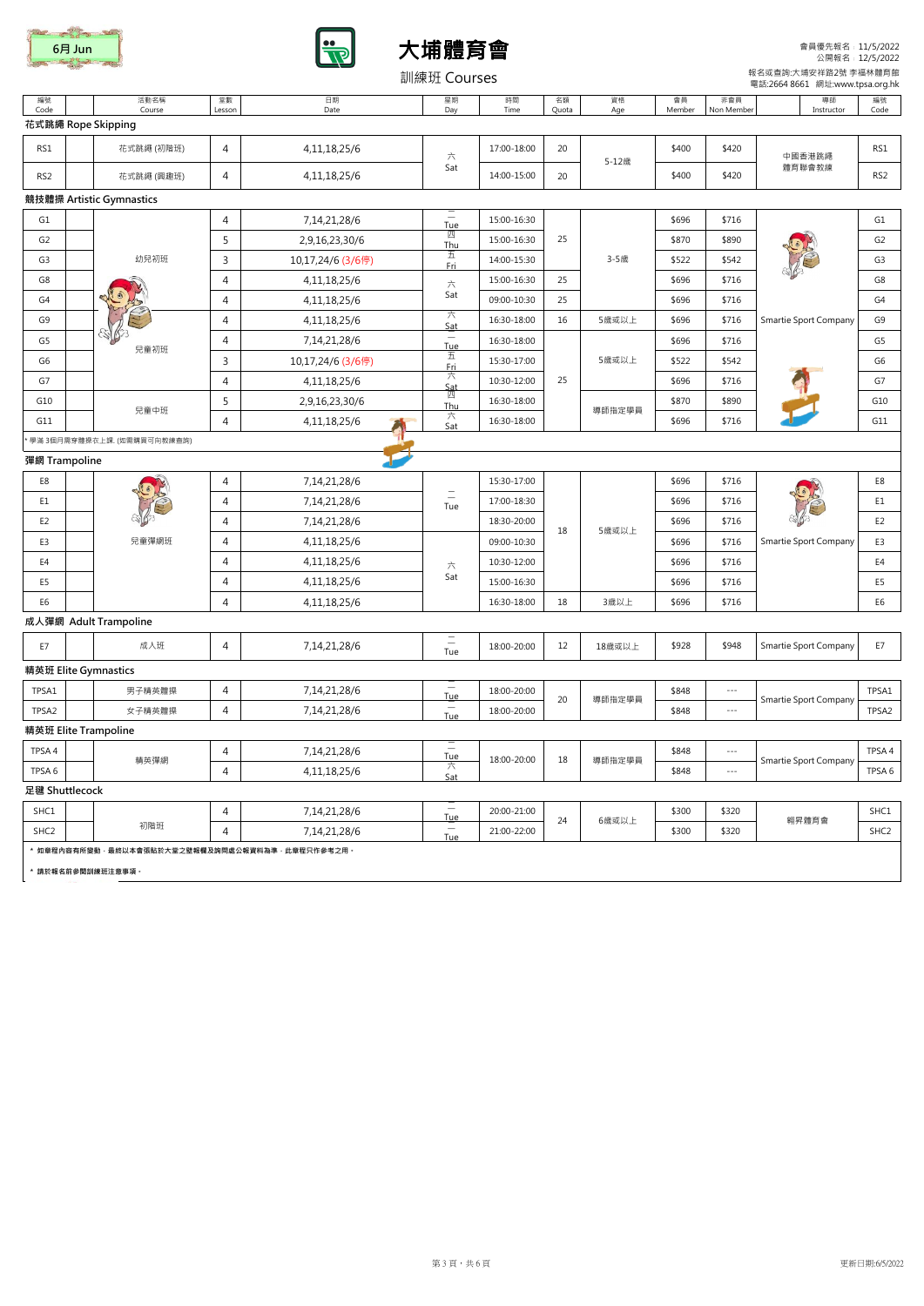6月 Jun

# 大埔體育會

訓練班 Courses

會員優先報名：11/5/2022
公開報名：12/5/2022
報名或查詢:大埔安祥路2號 李福林體育館
電話:2664 8661 網址:www.tpsa.org.hk

| 編號 Code | | 活動名稱 Course | 堂數 Lesson | 日期 Date | 星期 Day | 時間 Time | 名額 Quota | 資格 Age | 會員 Member | 非會員 Non Member | 導師 Instructor | 編號 Code |
|---|---|---|---|---|---|---|---|---|---|---|---|---|
| **花式跳繩 Rope Skipping** | | | | | | | | | | | | |
| RS1 | | 花式跳繩 (初階班) | 4 | 4,11,18,25/6 | 六 Sat | 17:00-18:00 | 20 | 5-12歲 | $400 | $420 | 中國香港跳繩體育聯會教練 | RS1 |
| RS2 | | 花式跳繩 (興趣班) | 4 | 4,11,18,25/6 | 六 Sat | 14:00-15:00 | 20 | 5-12歲 | $400 | $420 | 中國香港跳繩體育聯會教練 | RS2 |
| **競技體操 Artistic Gymnastics** | | | | | | | | | | | | |
| G1 | | 幼兒初班 | 4 | 7,14,21,28/6 | 二 Tue | 15:00-16:30 | 25 | 3-5歲 | $696 | $716 | Smartie Sport Company | G1 |
| G2 | | 幼兒初班 | 5 | 2,9,16,23,30/6 | 四 Thu | 15:00-16:30 | 25 | 3-5歲 | $870 | $890 | Smartie Sport Company | G2 |
| G3 | | 幼兒初班 | 3 | 10,17,24/6 (3/6停) | 五 Fri | 14:00-15:30 | 25 | 3-5歲 | $522 | $542 | Smartie Sport Company | G3 |
| G8 | | 幼兒初班 | 4 | 4,11,18,25/6 | 六 Sat | 15:00-16:30 | 25 | 3-5歲 | $696 | $716 | Smartie Sport Company | G8 |
| G4 | | 幼兒初班 | 4 | 4,11,18,25/6 | 六 Sat | 09:00-10:30 | 25 | 3-5歲 | $696 | $716 | Smartie Sport Company | G4 |
| G9 | | 兒童初班 | 4 | 4,11,18,25/6 | 六 Sat | 16:30-18:00 | 16 | 5歲或以上 | $696 | $716 | Smartie Sport Company | G9 |
| G5 | | 兒童初班 | 4 | 7,14,21,28/6 | 二 Tue | 16:30-18:00 | 25 | 5歲或以上 | $696 | $716 | Smartie Sport Company | G5 |
| G6 | | 兒童初班 | 3 | 10,17,24/6 (3/6停) | 五 Fri | 15:30-17:00 | 25 | 5歲或以上 | $522 | $542 | Smartie Sport Company | G6 |
| G7 | | 兒童初班 | 4 | 4,11,18,25/6 | 六 Sat | 10:30-12:00 | 25 | 5歲或以上 | $696 | $716 | Smartie Sport Company | G7 |
| G10 | | 兒童中班 | 5 | 2,9,16,23,30/6 | 四 Thu | 16:30-18:00 | 25 | 導師指定學員 | $870 | $890 | Smartie Sport Company | G10 |
| G11 | | 兒童中班 | 4 | 4,11,18,25/6 | 六 Sat | 16:30-18:00 | 25 | 導師指定學員 | $696 | $716 | Smartie Sport Company | G11 |
| * 學滿 3個月需穿體操衣上課. (如需購買可向教練查詢) | | | | | | | | | | | | |
| **彈網 Trampoline** | | | | | | | | | | | | |
| E8 | | 兒童彈網班 | 4 | 7,14,21,28/6 | 二 Tue | 15:30-17:00 | 18 | 5歲或以上 | $696 | $716 | Smartie Sport Company | E8 |
| E1 | | 兒童彈網班 | 4 | 7,14,21,28/6 | 二 Tue | 17:00-18:30 | 18 | 5歲或以上 | $696 | $716 | Smartie Sport Company | E1 |
| E2 | | 兒童彈網班 | 4 | 7,14,21,28/6 | 二 Tue | 18:30-20:00 | 18 | 5歲或以上 | $696 | $716 | Smartie Sport Company | E2 |
| E3 | | 兒童彈網班 | 4 | 4,11,18,25/6 | 六 Sat | 09:00-10:30 | 18 | 5歲或以上 | $696 | $716 | Smartie Sport Company | E3 |
| E4 | | 兒童彈網班 | 4 | 4,11,18,25/6 | 六 Sat | 10:30-12:00 | 18 | 5歲或以上 | $696 | $716 | Smartie Sport Company | E4 |
| E5 | | 兒童彈網班 | 4 | 4,11,18,25/6 | 六 Sat | 15:00-16:30 | 18 | 5歲或以上 | $696 | $716 | Smartie Sport Company | E5 |
| E6 | | 兒童彈網班 | 4 | 4,11,18,25/6 | 六 Sat | 16:30-18:00 | 18 | 3歲以上 | $696 | $716 | Smartie Sport Company | E6 |
| **成人彈網 Adult Trampoline** | | | | | | | | | | | | |
| E7 | | 成人班 | 4 | 7,14,21,28/6 | 二 Tue | 18:00-20:00 | 12 | 18歲或以上 | $928 | $948 | Smartie Sport Company | E7 |
| **精英班 Elite Gymnastics** | | | | | | | | | | | | |
| TPSA1 | | 男子精英體操 | 4 | 7,14,21,28/6 | 二 Tue | 18:00-20:00 | 20 | 導師指定學員 | $848 | --- | Smartie Sport Company | TPSA1 |
| TPSA2 | | 女子精英體操 | 4 | 7,14,21,28/6 | 二 Tue | 18:00-20:00 | 20 | 導師指定學員 | $848 | --- | Smartie Sport Company | TPSA2 |
| **精英班 Elite Trampoline** | | | | | | | | | | | | |
| TPSA 4 | | 精英彈網 | 4 | 7,14,21,28/6 | 二 Tue | 18:00-20:00 | 18 | 導師指定學員 | $848 | --- | Smartie Sport Company | TPSA 4 |
| TPSA 6 | | 精英彈網 | 4 | 4,11,18,25/6 | 六 Sat | 18:00-20:00 | 18 | 導師指定學員 | $848 | --- | Smartie Sport Company | TPSA 6 |
| **足毽 Shuttlecock** | | | | | | | | | | | | |
| SHC1 | | 初階班 | 4 | 7,14,21,28/6 | 二 Tue | 20:00-21:00 | 24 | 6歲或以上 | $300 | $320 | 翱昇體育會 | SHC1 |
| SHC2 | | 初階班 | 4 | 7,14,21,28/6 | 二 Tue | 21:00-22:00 | 24 | 6歲或以上 | $300 | $320 | 翱昇體育會 | SHC2 |

* 如章程內容有所變動，最終以本會張貼於大堂之壁報欄及詢問處公報資料為準，此章程只作參考之用。

* 請於報名前參閱訓練班注意事項。

更新日期:6/5/2022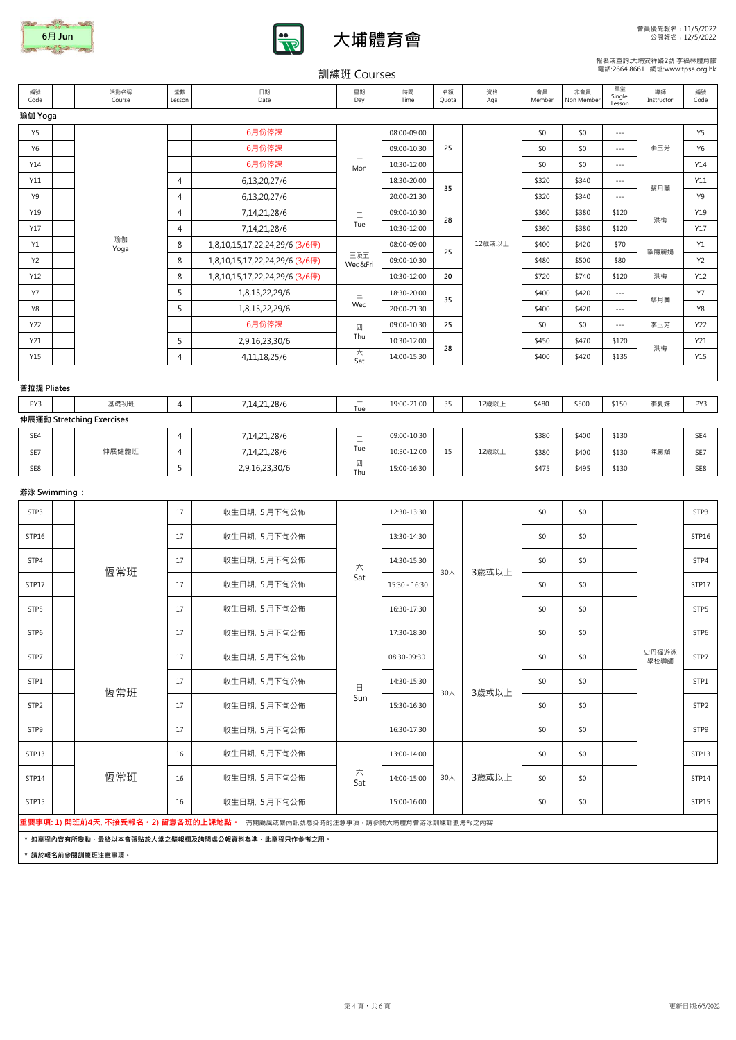6月 Jun

# 大埔體育會

會員優先報名：11/5/2022
公開報名：12/5/2022

報名或查詢:大埔安祥路2號 李福林體育館
電話:2664 8661 網址:www.tpsa.org.hk

## 訓練班 Courses

| 編號 Code | | 活動名稱 Course | 堂數 Lesson | 日期 Date | 星期 Day | 時間 Time | 名額 Quota | 資格 Age | 會員 Member | 非會員 Non Member | 單堂 Single Lesson | 導師 Instructor | 編號 Code |
|---|---|---|---|---|---|---|---|---|---|---|---|---|---|
| **瑜伽 Yoga** | | | | | | | | | | | | | |
| Y5 | | 瑜伽 Yoga | | 6月份停課 | 一 Mon | 08:00-09:00 | 25 | 12歲或以上 | $0 | $0 | --- | 李玉芳 | Y5 |
| Y6 | | | | 6月份停課 | | 09:00-10:30 | | | $0 | $0 | --- | | Y6 |
| Y14 | | | | 6月份停課 | | 10:30-12:00 | | | $0 | $0 | --- | | Y14 |
| Y11 | | | 4 | 6,13,20,27/6 | | 18:30-20:00 | 35 | | $320 | $340 | --- | 蔡月蘭 | Y11 |
| Y9 | | | 4 | 6,13,20,27/6 | | 20:00-21:30 | | | $320 | $340 | --- | | Y9 |
| Y19 | | | 4 | 7,14,21,28/6 | 二 Tue | 09:00-10:30 | 28 | | $360 | $380 | $120 | 洪梅 | Y19 |
| Y17 | | | 4 | 7,14,21,28/6 | | 10:30-12:00 | | | $360 | $380 | $120 | | Y17 |
| Y1 | | | 8 | 1,8,10,15,17,22,24,29/6 (3/6停) | 三及五 Wed&Fri | 08:00-09:00 | 25 | | $400 | $420 | $70 | 歐陽麗娟 | Y1 |
| Y2 | | | 8 | 1,8,10,15,17,22,24,29/6 (3/6停) | | 09:00-10:30 | | | $480 | $500 | $80 | | Y2 |
| Y12 | | | 8 | 1,8,10,15,17,22,24,29/6 (3/6停) | | 10:30-12:00 | 20 | | $720 | $740 | $120 | 洪梅 | Y12 |
| Y7 | | | 5 | 1,8,15,22,29/6 | 三 Wed | 18:30-20:00 | 35 | | $400 | $420 | --- | 蔡月蘭 | Y7 |
| Y8 | | | 5 | 1,8,15,22,29/6 | | 20:00-21:30 | | | $400 | $420 | --- | | Y8 |
| Y22 | | | | 6月份停課 | 四 Thu | 09:00-10:30 | 25 | | $0 | $0 | --- | 李玉芳 | Y22 |
| Y21 | | | 5 | 2,9,16,23,30/6 | | 10:30-12:00 | 28 | | $450 | $470 | $120 | 洪梅 | Y21 |
| Y15 | | | 4 | 4,11,18,25/6 | 六 Sat | 14:00-15:30 | | | $400 | $420 | $135 | | Y15 |
| **普拉提 Pliates** | | | | | | | | | | | | | |
| PY3 | | 基礎初班 | 4 | 7,14,21,28/6 | 二 Tue | 19:00-21:00 | 35 | 12歲以上 | $480 | $500 | $150 | 李夏妹 | PY3 |
| **伸展運動 Stretching Exercises** | | | | | | | | | | | | | |
| SE4 | | 伸展健體班 | 4 | 7,14,21,28/6 | 二 Tue | 09:00-10:30 | 15 | 12歲以上 | $380 | $400 | $130 | 陳麗嫻 | SE4 |
| SE7 | | | 4 | 7,14,21,28/6 | | 10:30-12:00 | | | $380 | $400 | $130 | | SE7 |
| SE8 | | | 5 | 2,9,16,23,30/6 | 四 Thu | 15:00-16:30 | | | $475 | $495 | $130 | | SE8 |
| **游泳 Swimming：** | | | | | | | | | | | | | |
| STP3 | | 恆常班 | 17 | 收生日期，5月下旬公佈 | 六 Sat | 12:30-13:30 | 30人 | 3歲或以上 | $0 | $0 | | 史丹福游泳學校導師 | STP3 |
| STP16 | | | 17 | 收生日期，5月下旬公佈 | | 13:30-14:30 | | | $0 | $0 | | | STP16 |
| STP4 | | | 17 | 收生日期，5月下旬公佈 | | 14:30-15:30 | | | $0 | $0 | | | STP4 |
| STP17 | | | 17 | 收生日期，5月下旬公佈 | | 15:30 - 16:30 | | | $0 | $0 | | | STP17 |
| STP5 | | | 17 | 收生日期，5月下旬公佈 | | 16:30-17:30 | | | $0 | $0 | | | STP5 |
| STP6 | | | 17 | 收生日期，5月下旬公佈 | | 17:30-18:30 | | | $0 | $0 | | | STP6 |
| STP7 | | 恆常班 | 17 | 收生日期，5月下旬公佈 | 日 Sun | 08:30-09:30 | 30人 | 3歲或以上 | $0 | $0 | | | STP7 |
| STP1 | | | 17 | 收生日期，5月下旬公佈 | | 14:30-15:30 | | | $0 | $0 | | | STP1 |
| STP2 | | | 17 | 收生日期，5月下旬公佈 | | 15:30-16:30 | | | $0 | $0 | | | STP2 |
| STP9 | | | 17 | 收生日期，5月下旬公佈 | | 16:30-17:30 | | | $0 | $0 | | | STP9 |
| STP13 | | 恆常班 | 16 | 收生日期，5月下旬公佈 | 六 Sat | 13:00-14:00 | 30人 | 3歲或以上 | $0 | $0 | | | STP13 |
| STP14 | | | 16 | 收生日期，5月下旬公佈 | | 14:00-15:00 | | | $0 | $0 | | | STP14 |
| STP15 | | | 16 | 收生日期，5月下旬公佈 | | 15:00-16:00 | | | $0 | $0 | | | STP15 |

**重要事項: 1) 開班前4天, 不接受報名。2) 留意各班的上課地點。** 有關颱風或暴雨訊號懸掛時的注意事項，請參閱大埔體育會游泳訓練計劃海報之內容

**＊ 如章程內容有所變動，最終以本會張貼於大堂之壁報欄及詢問處公報資料為準，此章程只作參考之用。**

**＊ 請於報名前參閱訓練班注意事項。**

更新日期:6/5/2022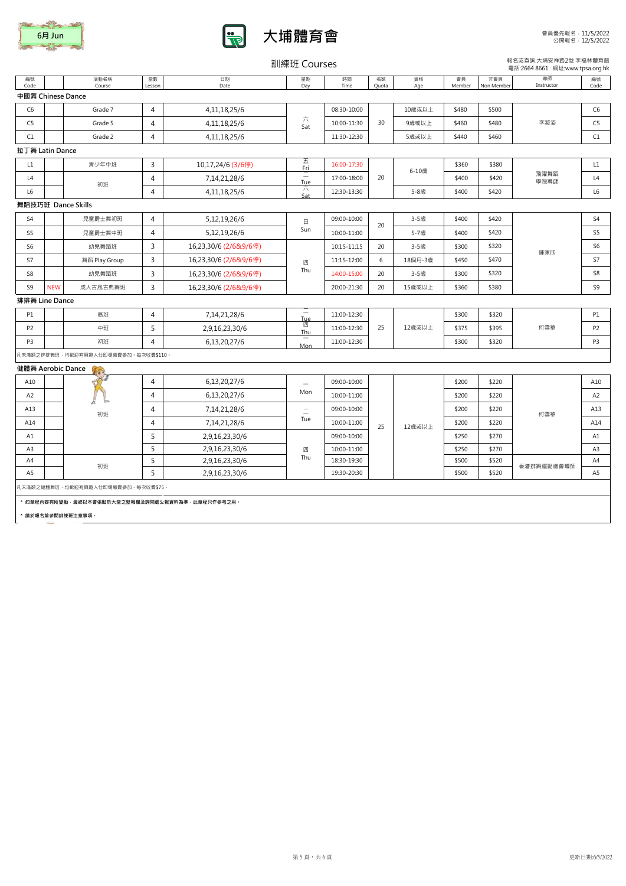6月 Jun

# 大埔體育會

會員優先報名 11/5/2022
公開報名 12/5/2022

## 訓練班 Courses

報名或查詢:大埔安祥路2號 李福林體育館
電話:2664 8661 網址:www.tpsa.org.hk

| 編號 Code | | 活動名稱 Course | 堂數 Lesson | 日期 Date | 星期 Day | 時間 Time | 名額 Quota | 資格 Age | 會員 Member | 非會員 Non Member | 導師 Instructor | 編號 Code |
|---|---|---|---|---|---|---|---|---|---|---|---|---|
| **中國舞 Chinese Dance** | | | | | | | | | | | | |
| C6 | | Grade 7 | 4 | 4,11,18,25/6 | 六 Sat | 08:30-10:00 | 30 | 10歲或以上 | $480 | $500 | 李凝姿 | C6 |
| C5 | | Grade 5 | 4 | 4,11,18,25/6 | 六 Sat | 10:00-11:30 | 30 | 9歲或以上 | $460 | $480 | 李凝姿 | C5 |
| C1 | | Grade 2 | 4 | 4,11,18,25/6 | 六 Sat | 11:30-12:30 | 30 | 5歲或以上 | $440 | $460 | 李凝姿 | C1 |
| **拉丁舞 Latin Dance** | | | | | | | | | | | | |
| L1 | | 青少年中班 | 3 | 10,17,24/6 (3/6停) | 五 Fri | 16:00-17:30 | 20 | 6-10歲 | $360 | $380 | 飛躍舞蹈學院導師 | L1 |
| L4 | | 初班 | 4 | 7,14,21,28/6 | 二 Tue | 17:00-18:00 | 20 | 6-10歲 | $400 | $420 | 飛躍舞蹈學院導師 | L4 |
| L6 | | 初班 | 4 | 4,11,18,25/6 | 六 Sat | 12:30-13:30 | 20 | 5-8歲 | $400 | $420 | 飛躍舞蹈學院導師 | L6 |
| **舞蹈技巧班 Dance Skills** | | | | | | | | | | | | |
| S4 | | 兒童爵士舞初班 | 4 | 5,12,19,26/6 | 日 Sun | 09:00-10:00 | 20 | 3-5歲 | $400 | $420 | 鍾家欣 | S4 |
| S5 | | 兒童爵士舞中班 | 4 | 5,12,19,26/6 | 日 Sun | 10:00-11:00 | 20 | 5-7歲 | $400 | $420 | 鍾家欣 | S5 |
| S6 | | 幼兒舞蹈班 | 3 | 16,23,30/6 (2/6&9/6停) | 四 Thu | 10:15-11:15 | 20 | 3-5歲 | $300 | $320 | 鍾家欣 | S6 |
| S7 | | 舞蹈 Play Group | 3 | 16,23,30/6 (2/6&9/6停) | 四 Thu | 11:15-12:00 | 6 | 18個月-3歲 | $450 | $470 | 鍾家欣 | S7 |
| S8 | | 幼兒舞蹈班 | 3 | 16,23,30/6 (2/6&9/6停) | 四 Thu | 14:00-15:00 | 20 | 3-5歲 | $300 | $320 | 鍾家欣 | S8 |
| S9 | NEW | 成人古風古典舞班 | 3 | 16,23,30/6 (2/6&9/6停) | 四 Thu | 20:00-21:30 | 20 | 15歲或以上 | $360 | $380 | 鍾家欣 | S9 |
| **排排舞 Line Dance** | | | | | | | | | | | | |
| P1 | | 高班 | 4 | 7,14,21,28/6 | 二 Tue | 11:00-12:30 | 25 | 12歲或以上 | $300 | $320 | 何雪華 | P1 |
| P2 | | 中班 | 5 | 2,9,16,23,30/6 | 四 Thu | 11:00-12:30 | 25 | 12歲或以上 | $375 | $395 | 何雪華 | P2 |
| P3 | | 初班 | 4 | 6,13,20,27/6 | 一 Mon | 11:00-12:30 | 25 | 12歲或以上 | $300 | $320 | 何雪華 | P3 |
| 凡未滿額之排排舞班，均歡迎有興趣人仕即場繳費參加，每次收費$110。 | | | | | | | | | | | | |
| **健體舞 Aerobic Dance** | | | | | | | | | | | | |
| A10 | | 初班 | 4 | 6,13,20,27/6 | 一 Mon | 09:00-10:00 | 25 | 12歲或以上 | $200 | $220 | 何雪華 | A10 |
| A2 | | 初班 | 4 | 6,13,20,27/6 | 一 Mon | 10:00-11:00 | 25 | 12歲或以上 | $200 | $220 | 何雪華 | A2 |
| A13 | | 初班 | 4 | 7,14,21,28/6 | 二 Tue | 09:00-10:00 | 25 | 12歲或以上 | $200 | $220 | 何雪華 | A13 |
| A14 | | 初班 | 4 | 7,14,21,28/6 | 二 Tue | 10:00-11:00 | 25 | 12歲或以上 | $200 | $220 | 何雪華 | A14 |
| A1 | | 初班 | 5 | 2,9,16,23,30/6 | 四 Thu | 09:00-10:00 | 25 | 12歲或以上 | $250 | $270 | 何雪華 | A1 |
| A3 | | 初班 | 5 | 2,9,16,23,30/6 | 四 Thu | 10:00-11:00 | 25 | 12歲或以上 | $250 | $270 | 何雪華 | A3 |
| A4 | | 初班 | 5 | 2,9,16,23,30/6 | 四 Thu | 18:30-19:30 | 25 | 12歲或以上 | $500 | $520 | 香港排舞運動總會導師 | A4 |
| A5 | | 初班 | 5 | 2,9,16,23,30/6 | 四 Thu | 19:30-20:30 | 25 | 12歲或以上 | $500 | $520 | 香港排舞運動總會導師 | A5 |
| 凡未滿額之健體舞班，均歡迎有興趣人仕即場繳費參加，每次收費$75。 | | | | | | | | | | | | |

* 如章程內容有所變動，最終以本會張貼於大堂之壁報欄及詢問處公報資料為準，此章程只作參考之用。
* 請於報名前參閱訓練班注意事項。

更新日期:6/5/2022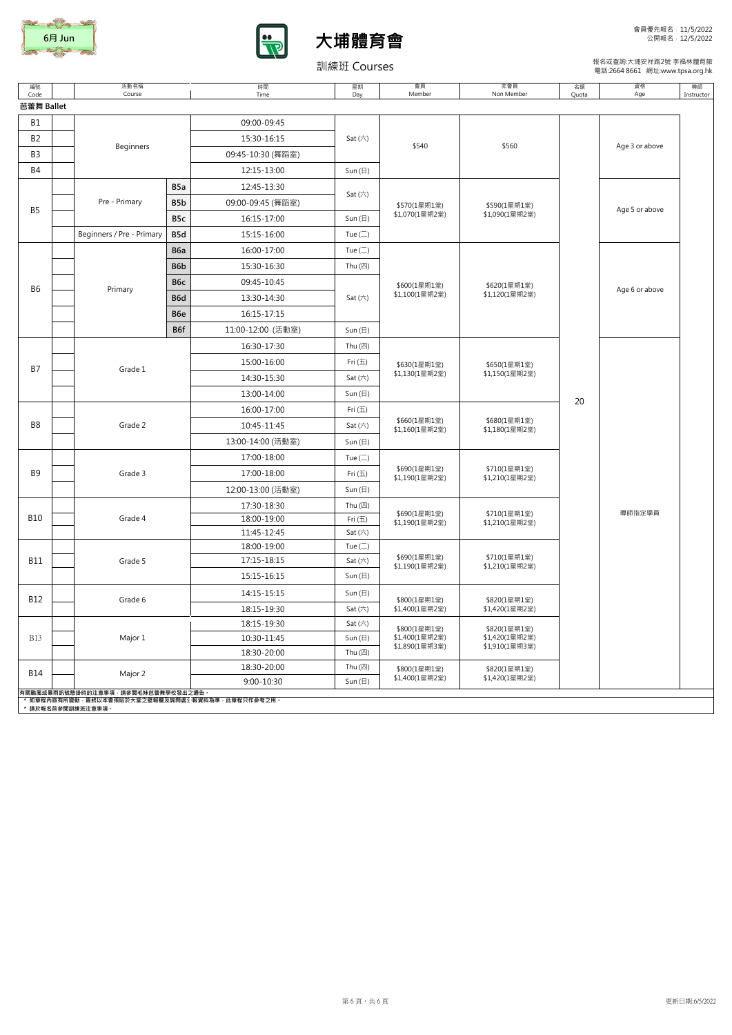6月 Jun

# 大埔體育會

訓練班 Courses

會員優先報名 11/5/2022
公開報名 12/5/2022

報名或查詢:大埔安祥路2號 李福林體育館
電話:2664 8661 網址:www.tpsa.org.hk

| 編號 Code | | 活動名稱 Course | | 時間 Time | 星期 Day | 會員 Member | 非會員 Non Member | 名額 Quota | 資格 Age | 導師 Instructor |
|---|---|---|---|---|---|---|---|---|---|---|
| **芭蕾舞 Ballet** | | | | | | | | | | |
| B1 | | Beginners | | 09:00-09:45 | Sat (六) | $540 | $560 | 20 | Age 3 or above | |
| B2 | | | | 15:30-16:15 | | | | | | |
| B3 | | | | 09:45-10:30 (舞蹈室) | | | | | | |
| B4 | | | | 12:15-13:00 | Sun (日) | | | | | |
| B5 | | Pre - Primary | B5a | 12:45-13:30 | Sat (六) | $570(1星期1堂) $1,070(1星期2堂) | $590(1星期1堂) $1,090(1星期2堂) | | Age 5 or above | |
| | | | B5b | 09:00-09:45 (舞蹈室) | | | | | | |
| | | | B5c | 16:15-17:00 | Sun (日) | | | | | |
| | | Beginners / Pre - Primary | B5d | 15:15-16:00 | Tue (二) | | | | | |
| B6 | | Primary | B6a | 16:00-17:00 | Tue (二) | $600(1星期1堂) $1,100(1星期2堂) | $620(1星期1堂) $1,120(1星期2堂) | | Age 6 or above | |
| | | | B6b | 15:30-16:30 | Thu (四) | | | | | |
| | | | B6c | 09:45-10:45 | Sat (六) | | | | | |
| | | | B6d | 13:30-14:30 | | | | | | |
| | | | B6e | 16:15-17:15 | | | | | | |
| | | | B6f | 11:00-12:00 (活動室) | Sun (日) | | | | | |
| B7 | | Grade 1 | | 16:30-17:30 | Thu (四) | $630(1星期1堂) $1,130(1星期2堂) | $650(1星期1堂) $1,150(1星期2堂) | | 導師指定學員 | |
| | | | | 15:00-16:00 | Fri (五) | | | | | |
| | | | | 14:30-15:30 | Sat (六) | | | | | |
| | | | | 13:00-14:00 | Sun (日) | | | | | |
| B8 | | Grade 2 | | 16:00-17:00 | Fri (五) | $660(1星期1堂) $1,160(1星期2堂) | $680(1星期1堂) $1,180(1星期2堂) | | | |
| | | | | 10:45-11:45 | Sat (六) | | | | | |
| | | | | 13:00-14:00 (活動室) | Sun (日) | | | | | |
| B9 | | Grade 3 | | 17:00-18:00 | Tue (二) | $690(1星期1堂) $1,190(1星期2堂) | $710(1星期1堂) $1,210(1星期2堂) | | | |
| | | | | 17:00-18:00 | Fri (五) | | | | | |
| | | | | 12:00-13:00 (活動室) | Sun (日) | | | | | |
| B10 | | Grade 4 | | 17:30-18:30 | Thu (四) | $690(1星期1堂) $1,190(1星期2堂) | $710(1星期1堂) $1,210(1星期2堂) | | | |
| | | | | 18:00-19:00 | Fri (五) | | | | | |
| | | | | 11:45-12:45 | Sat (六) | | | | | |
| B11 | | Grade 5 | | 18:00-19:00 | Tue (二) | $690(1星期1堂) $1,190(1星期2堂) | $710(1星期1堂) $1,210(1星期2堂) | | | |
| | | | | 17:15-18:15 | Sat (六) | | | | | |
| | | | | 15:15-16:15 | Sun (日) | | | | | |
| B12 | | Grade 6 | | 14:15-15:15 | Sun (日) | $800(1星期1堂) $1,400(1星期2堂) | $820(1星期1堂) $1,420(1星期2堂) | | | |
| | | | | 18:15-19:30 | Sat (六) | | | | | |
| B13 | | Major 1 | | 18:15-19:30 | Sat (六) | $800(1星期1堂) $1,400(1星期2堂) $1,890(1星期3堂) | $820(1星期1堂) $1,420(1星期2堂) $1,910(1星期3堂) | | | |
| | | | | 10:30-11:45 | Sun (日) | | | | | |
| | | | | 18:30-20:00 | Thu (四) | | | | | |
| B14 | | Major 2 | | 18:30-20:00 | Thu (四) | $800(1星期1堂) $1,400(1星期2堂) | $820(1星期1堂) $1,420(1星期2堂) | | | |
| | | | | 9:00-10:30 | Sun (日) | | | | | |

有關颱風或暴雨訊號懸掛時的注意事項，請參閱毛妹芭蕾舞學校發出之通告。

* 如章程內容有所變動，最終以本會張貼於大堂之壁報欄及詢問處之報資料為準，此章程只作參考之用。

* 請於報名前參閱訓練班注意事項。

更新日期:6/5/2022